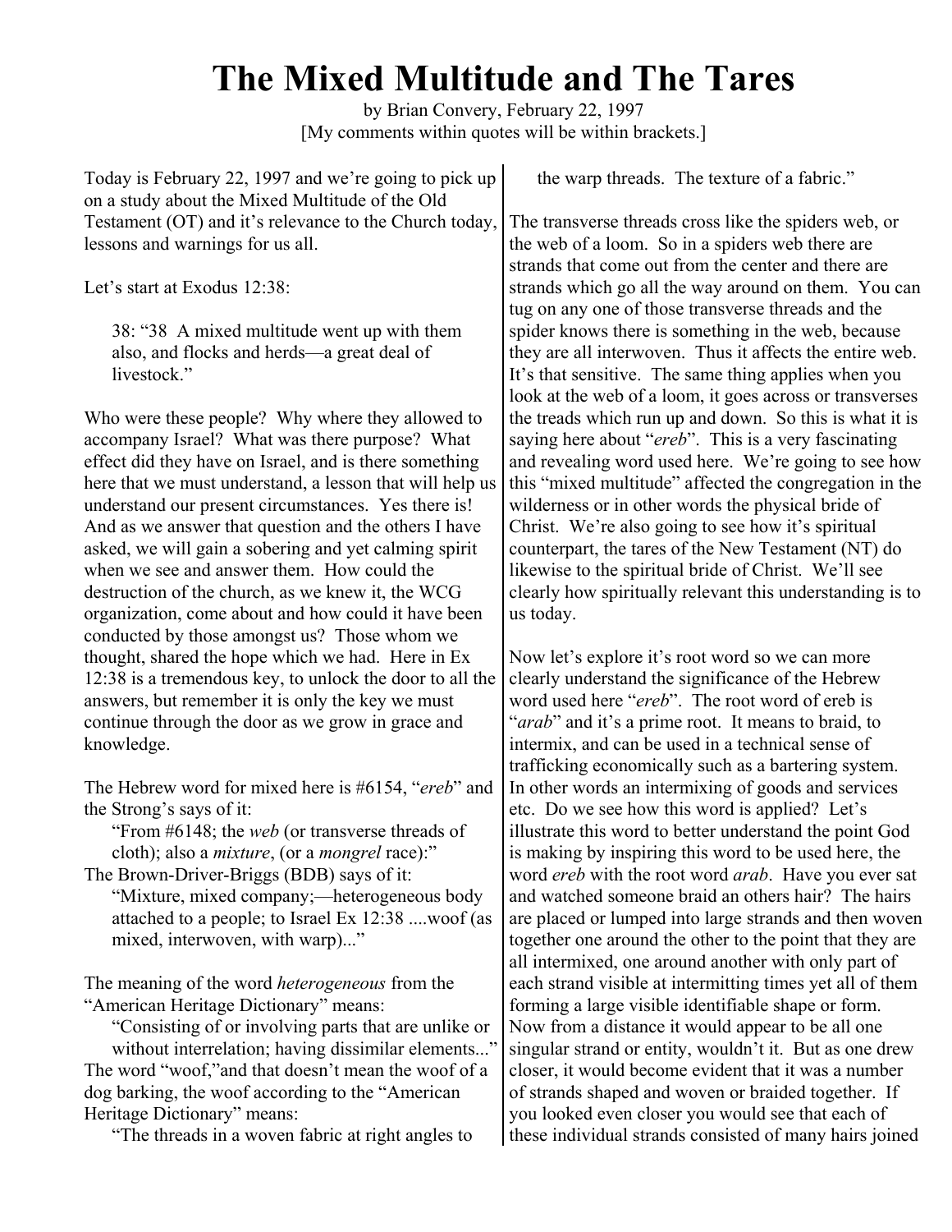# The Mixed Multitude and The Tares

by Brian Convery, February 22, 1997

[My comments within quotes will be within brackets.]

Today is February 22, 1997 and we're going to pick up on a study about the Mixed Multitude of the Old Testament (OT) and it's relevance to the Church today, lessons and warnings for us all.

Let's start at Exodus 12:38:

> 38: "38 A mixed multitude went up with them also, and flocks and herds—a great deal of livestock."

Who were these people? Why where they allowed to accompany Israel? What was there purpose? What effect did they have on Israel, and is there something here that we must understand, a lesson that will help us understand our present circumstances. Yes there is! And as we answer that question and the others I have asked, we will gain a sobering and yet calming spirit when we see and answer them. How could the destruction of the church, as we knew it, the WCG organization, come about and how could it have been conducted by those amongst us? Those whom we thought, shared the hope which we had. Here in Ex 12:38 is a tremendous key, to unlock the door to all the answers, but remember it is only the key we must continue through the door as we grow in grace and knowledge.

The Hebrew word for mixed here is #6154, "*ereb*" and the Strong's says of it:

> "From #6148; the *web* (or transverse threads of cloth); also a *mixture*, (or a *mongrel* race):"

The Brown-Driver-Briggs (BDB) says of it:

> "Mixture, mixed company;—heterogeneous body attached to a people; to Israel Ex 12:38 ....woof (as mixed, interwoven, with warp)..."

The meaning of the word *heterogeneous* from the "American Heritage Dictionary" means:

> "Consisting of or involving parts that are unlike or without interrelation; having dissimilar elements..."

The word "woof,"and that doesn't mean the woof of a dog barking, the woof according to the "American Heritage Dictionary" means:

> "The threads in a woven fabric at right angles to the warp threads. The texture of a fabric."

The transverse threads cross like the spiders web, or the web of a loom. So in a spiders web there are strands that come out from the center and there are strands which go all the way around on them. You can tug on any one of those transverse threads and the spider knows there is something in the web, because they are all interwoven. Thus it affects the entire web. It's that sensitive. The same thing applies when you look at the web of a loom, it goes across or transverses the treads which run up and down. So this is what it is saying here about "*ereb*". This is a very fascinating and revealing word used here. We're going to see how this "mixed multitude" affected the congregation in the wilderness or in other words the physical bride of Christ. We're also going to see how it's spiritual counterpart, the tares of the New Testament (NT) do likewise to the spiritual bride of Christ. We'll see clearly how spiritually relevant this understanding is to us today.

Now let's explore it's root word so we can more clearly understand the significance of the Hebrew word used here "*ereb*". The root word of ereb is "*arab*" and it's a prime root. It means to braid, to intermix, and can be used in a technical sense of trafficking economically such as a bartering system. In other words an intermixing of goods and services etc. Do we see how this word is applied? Let's illustrate this word to better understand the point God is making by inspiring this word to be used here, the word *ereb* with the root word *arab*. Have you ever sat and watched someone braid an others hair? The hairs are placed or lumped into large strands and then woven together one around the other to the point that they are all intermixed, one around another with only part of each strand visible at intermitting times yet all of them forming a large visible identifiable shape or form. Now from a distance it would appear to be all one singular strand or entity, wouldn't it. But as one drew closer, it would become evident that it was a number of strands shaped and woven or braided together. If you looked even closer you would see that each of these individual strands consisted of many hairs joined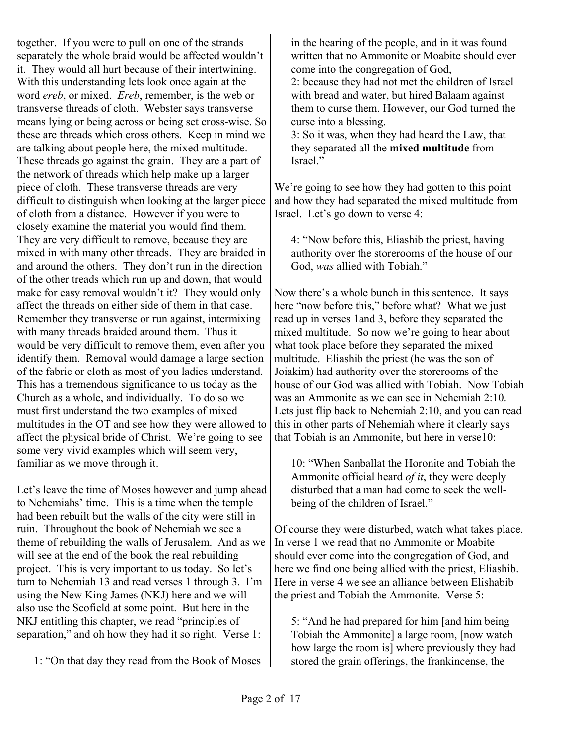together. If you were to pull on one of the strands separately the whole braid would be affected wouldn't it. They would all hurt because of their intertwining. With this understanding lets look once again at the word *ereb*, or mixed. *Ereb*, remember, is the web or transverse threads of cloth. Webster says transverse means lying or being across or being set cross-wise. So these are threads which cross others. Keep in mind we are talking about people here, the mixed multitude. These threads go against the grain. They are a part of the network of threads which help make up a larger piece of cloth. These transverse threads are very difficult to distinguish when looking at the larger piece of cloth from a distance. However if you were to closely examine the material you would find them. They are very difficult to remove, because they are mixed in with many other threads. They are braided in and around the others. They don't run in the direction of the other treads which run up and down, that would make for easy removal wouldn't it? They would only affect the threads on either side of them in that case. Remember they transverse or run against, intermixing with many threads braided around them. Thus it would be very difficult to remove them, even after you identify them. Removal would damage a large section of the fabric or cloth as most of you ladies understand. This has a tremendous significance to us today as the Church as a whole, and individually. To do so we must first understand the two examples of mixed multitudes in the OT and see how they were allowed to affect the physical bride of Christ. We're going to see some very vivid examples which will seem very, familiar as we move through it.

Let's leave the time of Moses however and jump ahead to Nehemiahs' time. This is a time when the temple had been rebuilt but the walls of the city were still in ruin. Throughout the book of Nehemiah we see a theme of rebuilding the walls of Jerusalem. And as we will see at the end of the book the real rebuilding project. This is very important to us today. So let's turn to Nehemiah 13 and read verses 1 through 3. I'm using the New King James (NKJ) here and we will also use the Scofield at some point. But here in the NKJ entitling this chapter, we read "principles of separation," and oh how they had it so right. Verse 1:

> 1: "On that day they read from the Book of Moses in the hearing of the people, and in it was found written that no Ammonite or Moabite should ever come into the congregation of God,
> 2: because they had not met the children of Israel with bread and water, but hired Balaam against them to curse them. However, our God turned the curse into a blessing.
> 3: So it was, when they had heard the Law, that they separated all the **mixed multitude** from Israel."

We're going to see how they had gotten to this point and how they had separated the mixed multitude from Israel. Let's go down to verse 4:

> 4: "Now before this, Eliashib the priest, having authority over the storerooms of the house of our God, *was* allied with Tobiah."

Now there's a whole bunch in this sentence. It says here "now before this," before what? What we just read up in verses 1and 3, before they separated the mixed multitude. So now we're going to hear about what took place before they separated the mixed multitude. Eliashib the priest (he was the son of Joiakim) had authority over the storerooms of the house of our God was allied with Tobiah. Now Tobiah was an Ammonite as we can see in Nehemiah 2:10. Lets just flip back to Nehemiah 2:10, and you can read this in other parts of Nehemiah where it clearly says that Tobiah is an Ammonite, but here in verse10:

> 10: "When Sanballat the Horonite and Tobiah the Ammonite official heard *of it*, they were deeply disturbed that a man had come to seek the well-being of the children of Israel."

Of course they were disturbed, watch what takes place. In verse 1 we read that no Ammonite or Moabite should ever come into the congregation of God, and here we find one being allied with the priest, Eliashib. Here in verse 4 we see an alliance between Elishabib the priest and Tobiah the Ammonite. Verse 5:

> 5: "And he had prepared for him [and him being Tobiah the Ammonite] a large room, [now watch how large the room is] where previously they had stored the grain offerings, the frankincense, the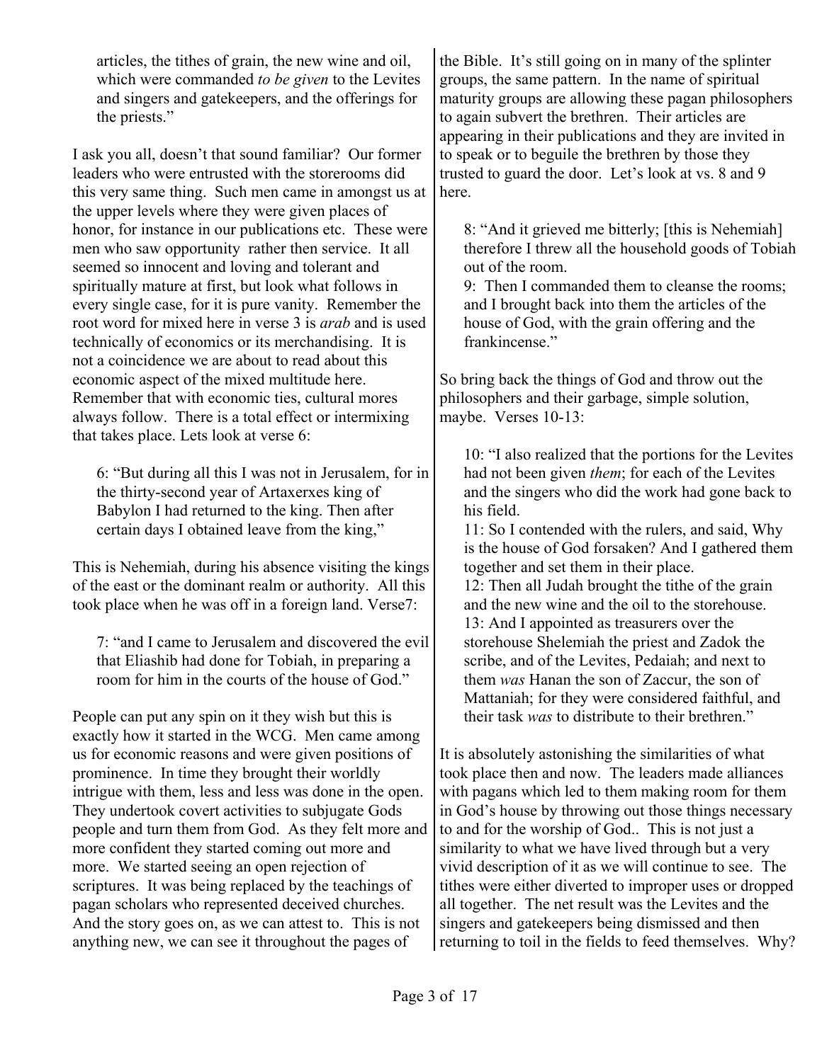> articles, the tithes of grain, the new wine and oil, which were commanded *to be given* to the Levites and singers and gatekeepers, and the offerings for the priests."

I ask you all, doesn't that sound familiar? Our former leaders who were entrusted with the storerooms did this very same thing. Such men came in amongst us at the upper levels where they were given places of honor, for instance in our publications etc. These were men who saw opportunity rather then service. It all seemed so innocent and loving and tolerant and spiritually mature at first, but look what follows in every single case, for it is pure vanity. Remember the root word for mixed here in verse 3 is *arab* and is used technically of economics or its merchandising. It is not a coincidence we are about to read about this economic aspect of the mixed multitude here. Remember that with economic ties, cultural mores always follow. There is a total effect or intermixing that takes place. Lets look at verse 6:

> 6: "But during all this I was not in Jerusalem, for in the thirty-second year of Artaxerxes king of Babylon I had returned to the king. Then after certain days I obtained leave from the king,"

This is Nehemiah, during his absence visiting the kings of the east or the dominant realm or authority. All this took place when he was off in a foreign land. Verse7:

> 7: "and I came to Jerusalem and discovered the evil that Eliashib had done for Tobiah, in preparing a room for him in the courts of the house of God."

People can put any spin on it they wish but this is exactly how it started in the WCG. Men came among us for economic reasons and were given positions of prominence. In time they brought their worldly intrigue with them, less and less was done in the open. They undertook covert activities to subjugate Gods people and turn them from God. As they felt more and more confident they started coming out more and more. We started seeing an open rejection of scriptures. It was being replaced by the teachings of pagan scholars who represented deceived churches. And the story goes on, as we can attest to. This is not anything new, we can see it throughout the pages of the Bible. It's still going on in many of the splinter groups, the same pattern. In the name of spiritual maturity groups are allowing these pagan philosophers to again subvert the brethren. Their articles are appearing in their publications and they are invited in to speak or to beguile the brethren by those they trusted to guard the door. Let's look at vs. 8 and 9 here.

> 8: "And it grieved me bitterly; [this is Nehemiah] therefore I threw all the household goods of Tobiah out of the room.
> 9: Then I commanded them to cleanse the rooms; and I brought back into them the articles of the house of God, with the grain offering and the frankincense."

So bring back the things of God and throw out the philosophers and their garbage, simple solution, maybe. Verses 10-13:

> 10: "I also realized that the portions for the Levites had not been given *them*; for each of the Levites and the singers who did the work had gone back to his field.
> 11: So I contended with the rulers, and said, Why is the house of God forsaken? And I gathered them together and set them in their place.
> 12: Then all Judah brought the tithe of the grain and the new wine and the oil to the storehouse.
> 13: And I appointed as treasurers over the storehouse Shelemiah the priest and Zadok the scribe, and of the Levites, Pedaiah; and next to them *was* Hanan the son of Zaccur, the son of Mattaniah; for they were considered faithful, and their task *was* to distribute to their brethren."

It is absolutely astonishing the similarities of what took place then and now. The leaders made alliances with pagans which led to them making room for them in God's house by throwing out those things necessary to and for the worship of God.. This is not just a similarity to what we have lived through but a very vivid description of it as we will continue to see. The tithes were either diverted to improper uses or dropped all together. The net result was the Levites and the singers and gatekeepers being dismissed and then returning to toil in the fields to feed themselves. Why?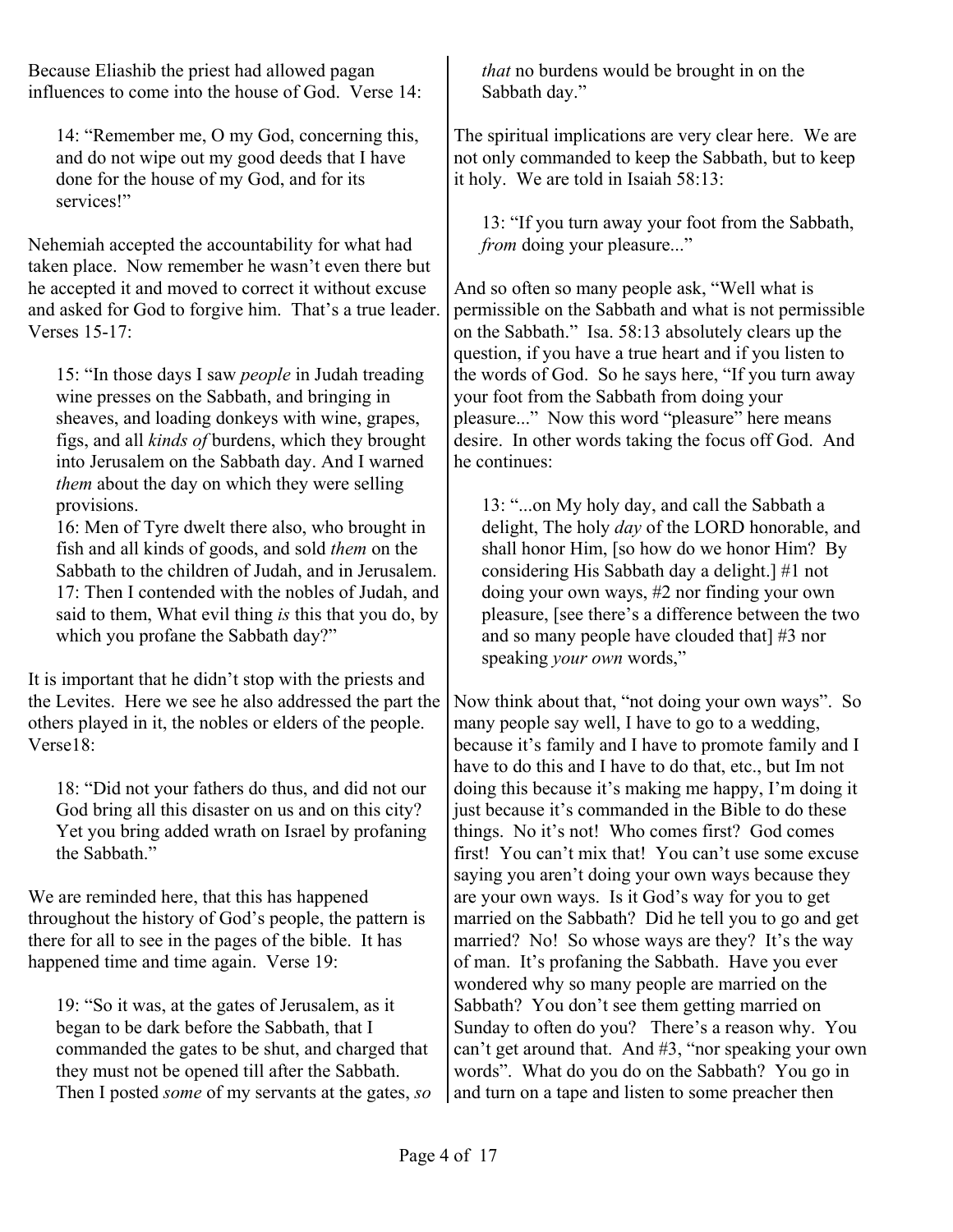Because Eliashib the priest had allowed pagan influences to come into the house of God. Verse 14:

> 14: "Remember me, O my God, concerning this, and do not wipe out my good deeds that I have done for the house of my God, and for its services!"

Nehemiah accepted the accountability for what had taken place. Now remember he wasn't even there but he accepted it and moved to correct it without excuse and asked for God to forgive him. That's a true leader. Verses 15-17:

> 15: "In those days I saw *people* in Judah treading wine presses on the Sabbath, and bringing in sheaves, and loading donkeys with wine, grapes, figs, and all *kinds of* burdens, which they brought into Jerusalem on the Sabbath day. And I warned *them* about the day on which they were selling provisions.
> 16: Men of Tyre dwelt there also, who brought in fish and all kinds of goods, and sold *them* on the Sabbath to the children of Judah, and in Jerusalem.
> 17: Then I contended with the nobles of Judah, and said to them, What evil thing *is* this that you do, by which you profane the Sabbath day?"

It is important that he didn't stop with the priests and the Levites. Here we see he also addressed the part the others played in it, the nobles or elders of the people. Verse18:

> 18: "Did not your fathers do thus, and did not our God bring all this disaster on us and on this city? Yet you bring added wrath on Israel by profaning the Sabbath."

We are reminded here, that this has happened throughout the history of God's people, the pattern is there for all to see in the pages of the bible. It has happened time and time again. Verse 19:

> 19: "So it was, at the gates of Jerusalem, as it began to be dark before the Sabbath, that I commanded the gates to be shut, and charged that they must not be opened till after the Sabbath. Then I posted *some* of my servants at the gates, *so that* no burdens would be brought in on the Sabbath day."

The spiritual implications are very clear here. We are not only commanded to keep the Sabbath, but to keep it holy. We are told in Isaiah 58:13:

> 13: "If you turn away your foot from the Sabbath, *from* doing your pleasure..."

And so often so many people ask, "Well what is permissible on the Sabbath and what is not permissible on the Sabbath." Isa. 58:13 absolutely clears up the question, if you have a true heart and if you listen to the words of God. So he says here, "If you turn away your foot from the Sabbath from doing your pleasure..." Now this word "pleasure" here means desire. In other words taking the focus off God. And he continues:

> 13: "...on My holy day, and call the Sabbath a delight, The holy *day* of the LORD honorable, and shall honor Him, [so how do we honor Him? By considering His Sabbath day a delight.] #1 not doing your own ways, #2 nor finding your own pleasure, [see there's a difference between the two and so many people have clouded that] #3 nor speaking *your own* words,"

Now think about that, "not doing your own ways". So many people say well, I have to go to a wedding, because it's family and I have to promote family and I have to do this and I have to do that, etc., but Im not doing this because it's making me happy, I'm doing it just because it's commanded in the Bible to do these things. No it's not! Who comes first? God comes first! You can't mix that! You can't use some excuse saying you aren't doing your own ways because they are your own ways. Is it God's way for you to get married on the Sabbath? Did he tell you to go and get married? No! So whose ways are they? It's the way of man. It's profaning the Sabbath. Have you ever wondered why so many people are married on the Sabbath? You don't see them getting married on Sunday to often do you? There's a reason why. You can't get around that. And #3, "nor speaking your own words". What do you do on the Sabbath? You go in and turn on a tape and listen to some preacher then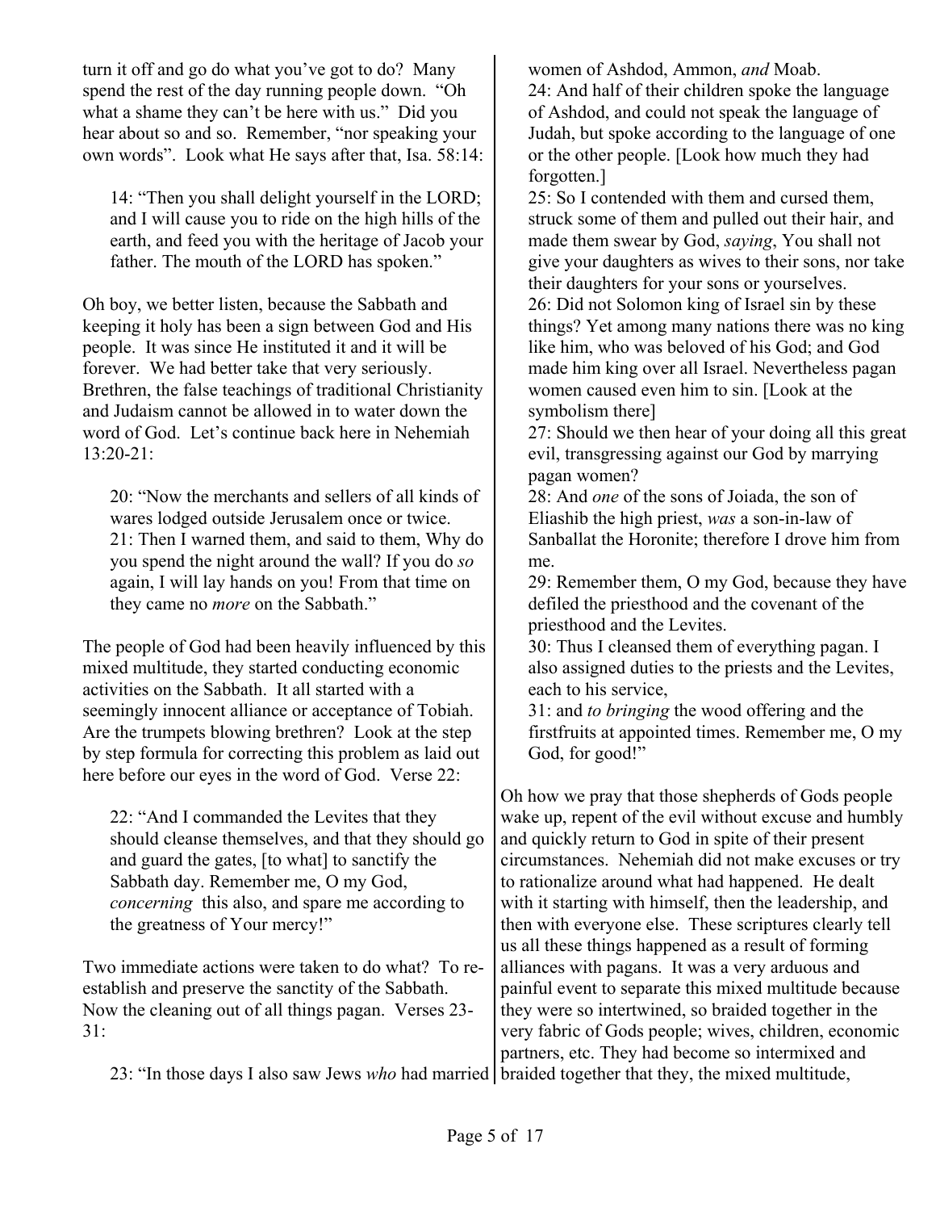turn it off and go do what you've got to do? Many spend the rest of the day running people down. "Oh what a shame they can't be here with us." Did you hear about so and so. Remember, "nor speaking your own words". Look what He says after that, Isa. 58:14:

> 14: "Then you shall delight yourself in the LORD; and I will cause you to ride on the high hills of the earth, and feed you with the heritage of Jacob your father. The mouth of the LORD has spoken."

Oh boy, we better listen, because the Sabbath and keeping it holy has been a sign between God and His people. It was since He instituted it and it will be forever. We had better take that very seriously. Brethren, the false teachings of traditional Christianity and Judaism cannot be allowed in to water down the word of God. Let's continue back here in Nehemiah 13:20-21:

> 20: "Now the merchants and sellers of all kinds of wares lodged outside Jerusalem once or twice.
> 21: Then I warned them, and said to them, Why do you spend the night around the wall? If you do *so* again, I will lay hands on you! From that time on they came no *more* on the Sabbath."

The people of God had been heavily influenced by this mixed multitude, they started conducting economic activities on the Sabbath. It all started with a seemingly innocent alliance or acceptance of Tobiah. Are the trumpets blowing brethren? Look at the step by step formula for correcting this problem as laid out here before our eyes in the word of God. Verse 22:

> 22: "And I commanded the Levites that they should cleanse themselves, and that they should go and guard the gates, [to what] to sanctify the Sabbath day. Remember me, O my God, *concerning* this also, and spare me according to the greatness of Your mercy!"

Two immediate actions were taken to do what? To re-establish and preserve the sanctity of the Sabbath. Now the cleaning out of all things pagan. Verses 23-31:

> 23: "In those days I also saw Jews *who* had married women of Ashdod, Ammon, *and* Moab.
> 24: And half of their children spoke the language of Ashdod, and could not speak the language of Judah, but spoke according to the language of one or the other people. [Look how much they had forgotten.]
> 25: So I contended with them and cursed them, struck some of them and pulled out their hair, and made them swear by God, *saying*, You shall not give your daughters as wives to their sons, nor take their daughters for your sons or yourselves.
> 26: Did not Solomon king of Israel sin by these things? Yet among many nations there was no king like him, who was beloved of his God; and God made him king over all Israel. Nevertheless pagan women caused even him to sin. [Look at the symbolism there]
> 27: Should we then hear of your doing all this great evil, transgressing against our God by marrying pagan women?
> 28: And *one* of the sons of Joiada, the son of Eliashib the high priest, *was* a son-in-law of Sanballat the Horonite; therefore I drove him from me.
> 29: Remember them, O my God, because they have defiled the priesthood and the covenant of the priesthood and the Levites.
> 30: Thus I cleansed them of everything pagan. I also assigned duties to the priests and the Levites, each to his service,
> 31: and *to bringing* the wood offering and the firstfruits at appointed times. Remember me, O my God, for good!"

Oh how we pray that those shepherds of Gods people wake up, repent of the evil without excuse and humbly and quickly return to God in spite of their present circumstances. Nehemiah did not make excuses or try to rationalize around what had happened. He dealt with it starting with himself, then the leadership, and then with everyone else. These scriptures clearly tell us all these things happened as a result of forming alliances with pagans. It was a very arduous and painful event to separate this mixed multitude because they were so intertwined, so braided together in the very fabric of Gods people; wives, children, economic partners, etc. They had become so intermixed and braided together that they, the mixed multitude,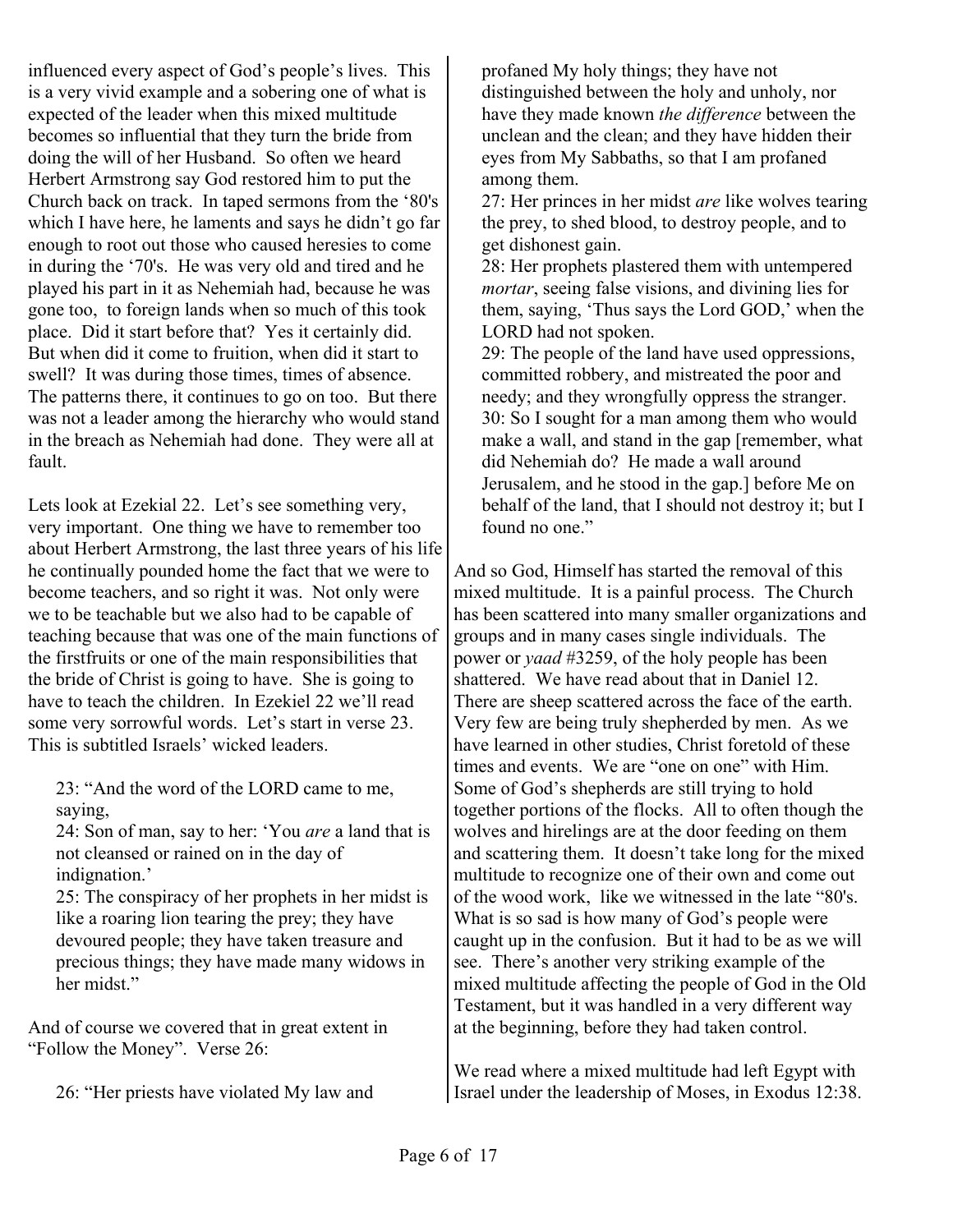influenced every aspect of God's people's lives. This is a very vivid example and a sobering one of what is expected of the leader when this mixed multitude becomes so influential that they turn the bride from doing the will of her Husband. So often we heard Herbert Armstrong say God restored him to put the Church back on track. In taped sermons from the '80's which I have here, he laments and says he didn't go far enough to root out those who caused heresies to come in during the '70's. He was very old and tired and he played his part in it as Nehemiah had, because he was gone too, to foreign lands when so much of this took place. Did it start before that? Yes it certainly did. But when did it come to fruition, when did it start to swell? It was during those times, times of absence. The patterns there, it continues to go on too. But there was not a leader among the hierarchy who would stand in the breach as Nehemiah had done. They were all at fault.

Lets look at Ezekial 22. Let's see something very, very important. One thing we have to remember too about Herbert Armstrong, the last three years of his life he continually pounded home the fact that we were to become teachers, and so right it was. Not only were we to be teachable but we also had to be capable of teaching because that was one of the main functions of the firstfruits or one of the main responsibilities that the bride of Christ is going to have. She is going to have to teach the children. In Ezekiel 22 we'll read some very sorrowful words. Let's start in verse 23. This is subtitled Israels' wicked leaders.

> 23: "And the word of the LORD came to me, saying,
> 24: Son of man, say to her: 'You *are* a land that is not cleansed or rained on in the day of indignation.'
> 25: The conspiracy of her prophets in her midst is like a roaring lion tearing the prey; they have devoured people; they have taken treasure and precious things; they have made many widows in her midst."

And of course we covered that in great extent in "Follow the Money". Verse 26:

> 26: "Her priests have violated My law and profaned My holy things; they have not distinguished between the holy and unholy, nor have they made known *the difference* between the unclean and the clean; and they have hidden their eyes from My Sabbaths, so that I am profaned among them.
> 27: Her princes in her midst *are* like wolves tearing the prey, to shed blood, to destroy people, and to get dishonest gain.
> 28: Her prophets plastered them with untempered *mortar*, seeing false visions, and divining lies for them, saying, 'Thus says the Lord GOD,' when the LORD had not spoken.
> 29: The people of the land have used oppressions, committed robbery, and mistreated the poor and needy; and they wrongfully oppress the stranger.
> 30: So I sought for a man among them who would make a wall, and stand in the gap [remember, what did Nehemiah do? He made a wall around Jerusalem, and he stood in the gap.] before Me on behalf of the land, that I should not destroy it; but I found no one."

And so God, Himself has started the removal of this mixed multitude. It is a painful process. The Church has been scattered into many smaller organizations and groups and in many cases single individuals. The power or *yaad* #3259, of the holy people has been shattered. We have read about that in Daniel 12. There are sheep scattered across the face of the earth. Very few are being truly shepherded by men. As we have learned in other studies, Christ foretold of these times and events. We are "one on one" with Him. Some of God's shepherds are still trying to hold together portions of the flocks. All to often though the wolves and hirelings are at the door feeding on them and scattering them. It doesn't take long for the mixed multitude to recognize one of their own and come out of the wood work, like we witnessed in the late "80's. What is so sad is how many of God's people were caught up in the confusion. But it had to be as we will see. There's another very striking example of the mixed multitude affecting the people of God in the Old Testament, but it was handled in a very different way at the beginning, before they had taken control.

We read where a mixed multitude had left Egypt with Israel under the leadership of Moses, in Exodus 12:38.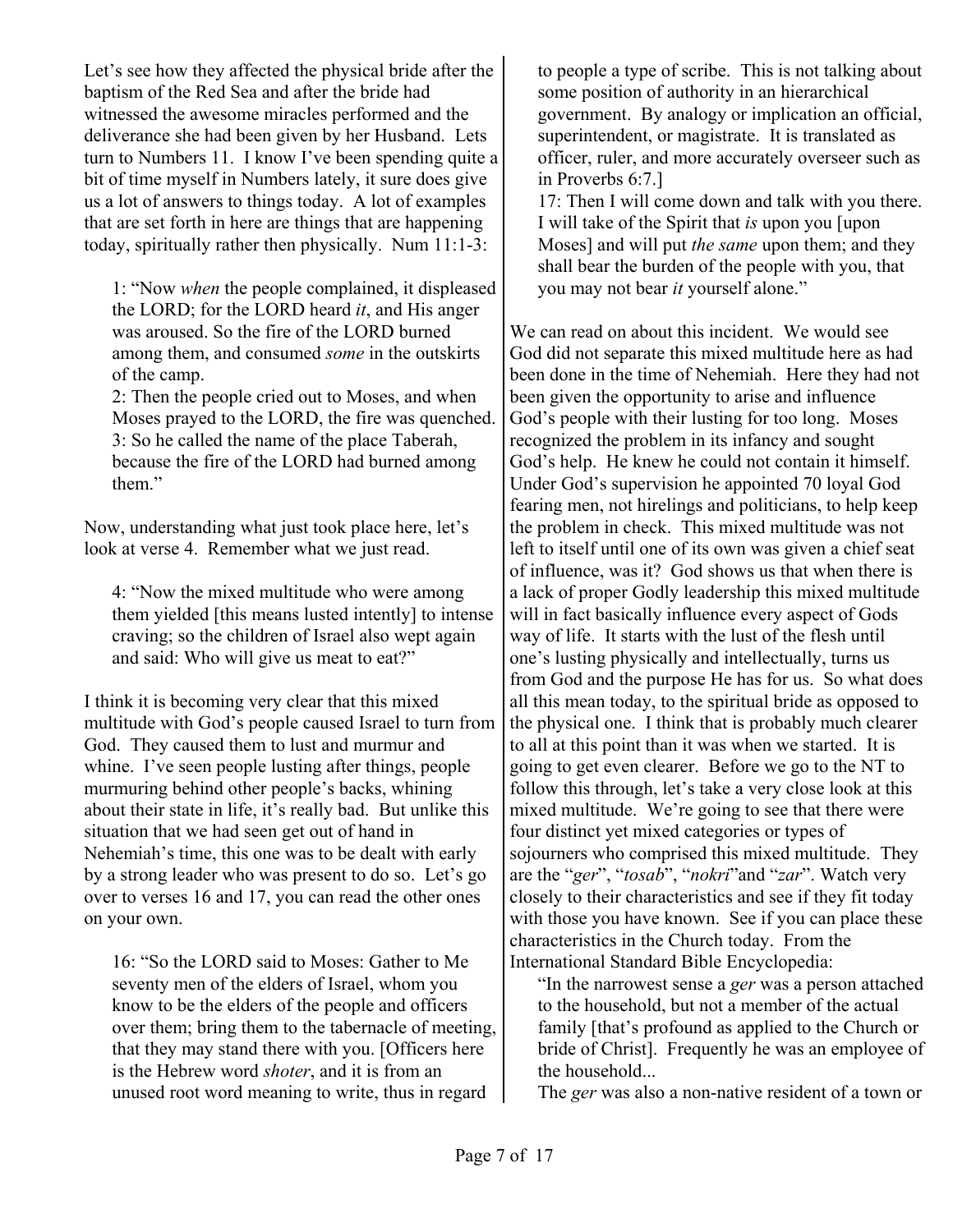Let's see how they affected the physical bride after the baptism of the Red Sea and after the bride had witnessed the awesome miracles performed and the deliverance she had been given by her Husband. Lets turn to Numbers 11. I know I've been spending quite a bit of time myself in Numbers lately, it sure does give us a lot of answers to things today. A lot of examples that are set forth in here are things that are happening today, spiritually rather then physically. Num 11:1-3:

> 1: "Now *when* the people complained, it displeased the LORD; for the LORD heard *it*, and His anger was aroused. So the fire of the LORD burned among them, and consumed *some* in the outskirts of the camp.
> 2: Then the people cried out to Moses, and when Moses prayed to the LORD, the fire was quenched.
> 3: So he called the name of the place Taberah, because the fire of the LORD had burned among them."

Now, understanding what just took place here, let's look at verse 4. Remember what we just read.

> 4: "Now the mixed multitude who were among them yielded [this means lusted intently] to intense craving; so the children of Israel also wept again and said: Who will give us meat to eat?"

I think it is becoming very clear that this mixed multitude with God's people caused Israel to turn from God. They caused them to lust and murmur and whine. I've seen people lusting after things, people murmuring behind other people's backs, whining about their state in life, it's really bad. But unlike this situation that we had seen get out of hand in Nehemiah's time, this one was to be dealt with early by a strong leader who was present to do so. Let's go over to verses 16 and 17, you can read the other ones on your own.

> 16: "So the LORD said to Moses: Gather to Me seventy men of the elders of Israel, whom you know to be the elders of the people and officers over them; bring them to the tabernacle of meeting, that they may stand there with you. [Officers here is the Hebrew word *shoter*, and it is from an unused root word meaning to write, thus in regard to people a type of scribe. This is not talking about some position of authority in an hierarchical government. By analogy or implication an official, superintendent, or magistrate. It is translated as officer, ruler, and more accurately overseer such as in Proverbs 6:7.]
> 17: Then I will come down and talk with you there. I will take of the Spirit that *is* upon you [upon Moses] and will put *the same* upon them; and they shall bear the burden of the people with you, that you may not bear *it* yourself alone."

We can read on about this incident. We would see God did not separate this mixed multitude here as had been done in the time of Nehemiah. Here they had not been given the opportunity to arise and influence God's people with their lusting for too long. Moses recognized the problem in its infancy and sought God's help. He knew he could not contain it himself. Under God's supervision he appointed 70 loyal God fearing men, not hirelings and politicians, to help keep the problem in check. This mixed multitude was not left to itself until one of its own was given a chief seat of influence, was it? God shows us that when there is a lack of proper Godly leadership this mixed multitude will in fact basically influence every aspect of Gods way of life. It starts with the lust of the flesh until one's lusting physically and intellectually, turns us from God and the purpose He has for us. So what does all this mean today, to the spiritual bride as opposed to the physical one. I think that is probably much clearer to all at this point than it was when we started. It is going to get even clearer. Before we go to the NT to follow this through, let's take a very close look at this mixed multitude. We're going to see that there were four distinct yet mixed categories or types of sojourners who comprised this mixed multitude. They are the "*ger*", "*tosab*", "*nokri*"and "*zar*". Watch very closely to their characteristics and see if they fit today with those you have known. See if you can place these characteristics in the Church today. From the International Standard Bible Encyclopedia:

> "In the narrowest sense a *ger* was a person attached to the household, but not a member of the actual family [that's profound as applied to the Church or bride of Christ]. Frequently he was an employee of the household...
> The *ger* was also a non-native resident of a town or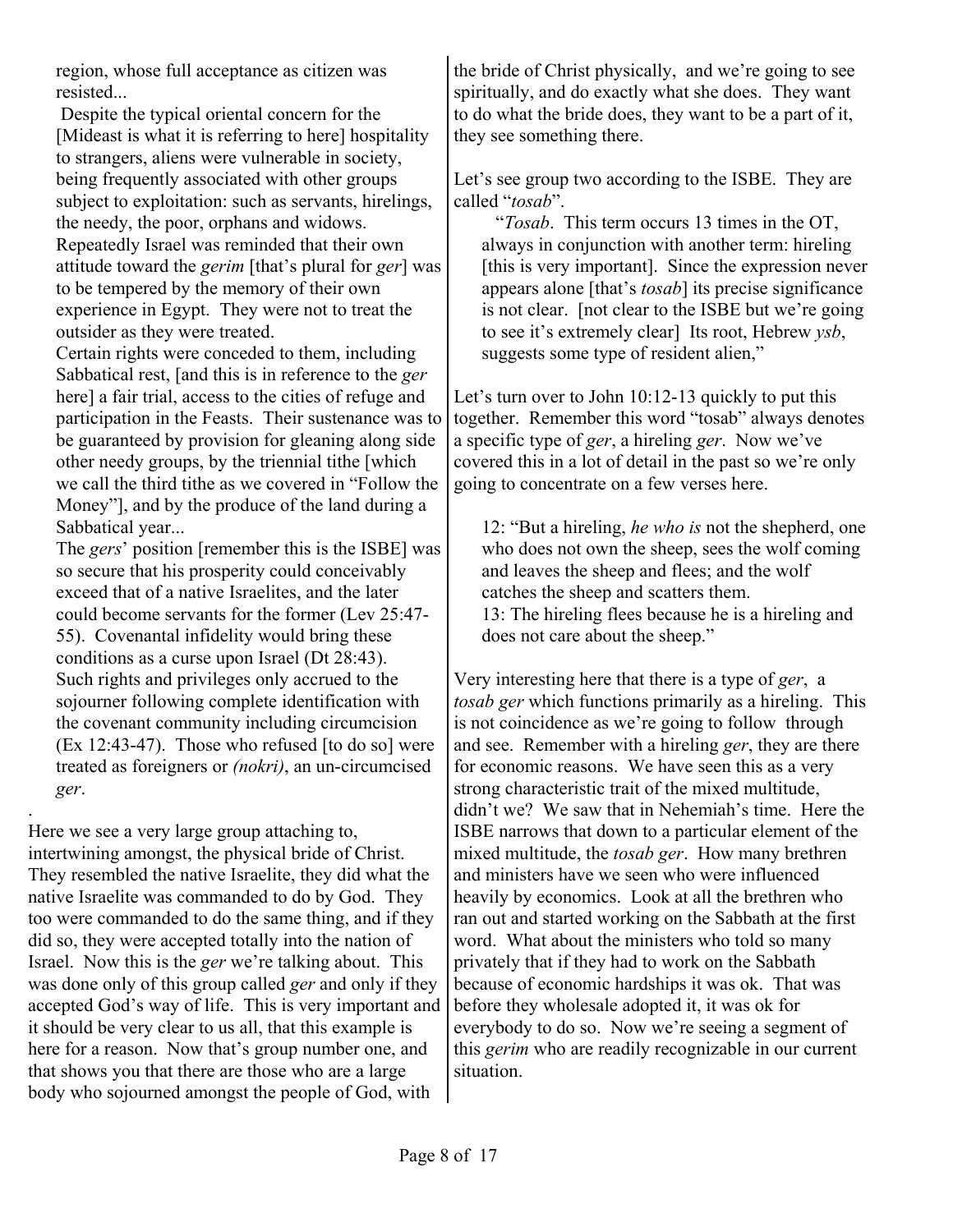region, whose full acceptance as citizen was resisted...

Despite the typical oriental concern for the [Mideast is what it is referring to here] hospitality to strangers, aliens were vulnerable in society, being frequently associated with other groups subject to exploitation: such as servants, hirelings, the needy, the poor, orphans and widows. Repeatedly Israel was reminded that their own attitude toward the *gerim* [that's plural for *ger*] was to be tempered by the memory of their own experience in Egypt. They were not to treat the outsider as they were treated.

Certain rights were conceded to them, including Sabbatical rest, [and this is in reference to the *ger* here] a fair trial, access to the cities of refuge and participation in the Feasts. Their sustenance was to be guaranteed by provision for gleaning along side other needy groups, by the triennial tithe [which we call the third tithe as we covered in "Follow the Money"], and by the produce of the land during a Sabbatical year...

The *gers*' position [remember this is the ISBE] was so secure that his prosperity could conceivably exceed that of a native Israelites, and the later could become servants for the former (Lev 25:47-55). Covenantal infidelity would bring these conditions as a curse upon Israel (Dt 28:43). Such rights and privileges only accrued to the sojourner following complete identification with the covenant community including circumcision (Ex 12:43-47). Those who refused [to do so] were treated as foreigners or *(nokri)*, an un-circumcised *ger*.

Here we see a very large group attaching to, intertwining amongst, the physical bride of Christ. They resembled the native Israelite, they did what the native Israelite was commanded to do by God. They too were commanded to do the same thing, and if they did so, they were accepted totally into the nation of Israel. Now this is the *ger* we're talking about. This was done only of this group called *ger* and only if they accepted God's way of life. This is very important and it should be very clear to us all, that this example is here for a reason. Now that's group number one, and that shows you that there are those who are a large body who sojourned amongst the people of God, with the bride of Christ physically, and we're going to see spiritually, and do exactly what she does. They want to do what the bride does, they want to be a part of it, they see something there.

Let's see group two according to the ISBE. They are called "*tosab*".

> "*Tosab*. This term occurs 13 times in the OT, always in conjunction with another term: hireling [this is very important]. Since the expression never appears alone [that's *tosab*] its precise significance is not clear. [not clear to the ISBE but we're going to see it's extremely clear] Its root, Hebrew *ysb*, suggests some type of resident alien,"

Let's turn over to John 10:12-13 quickly to put this together. Remember this word "tosab" always denotes a specific type of *ger*, a hireling *ger*. Now we've covered this in a lot of detail in the past so we're only going to concentrate on a few verses here.

> 12: "But a hireling, *he who is* not the shepherd, one who does not own the sheep, sees the wolf coming and leaves the sheep and flees; and the wolf catches the sheep and scatters them.
> 13: The hireling flees because he is a hireling and does not care about the sheep."

Very interesting here that there is a type of *ger*, a *tosab ger* which functions primarily as a hireling. This is not coincidence as we're going to follow through and see. Remember with a hireling *ger*, they are there for economic reasons. We have seen this as a very strong characteristic trait of the mixed multitude, didn't we? We saw that in Nehemiah's time. Here the ISBE narrows that down to a particular element of the mixed multitude, the *tosab ger*. How many brethren and ministers have we seen who were influenced heavily by economics. Look at all the brethren who ran out and started working on the Sabbath at the first word. What about the ministers who told so many privately that if they had to work on the Sabbath because of economic hardships it was ok. That was before they wholesale adopted it, it was ok for everybody to do so. Now we're seeing a segment of this *gerim* who are readily recognizable in our current situation.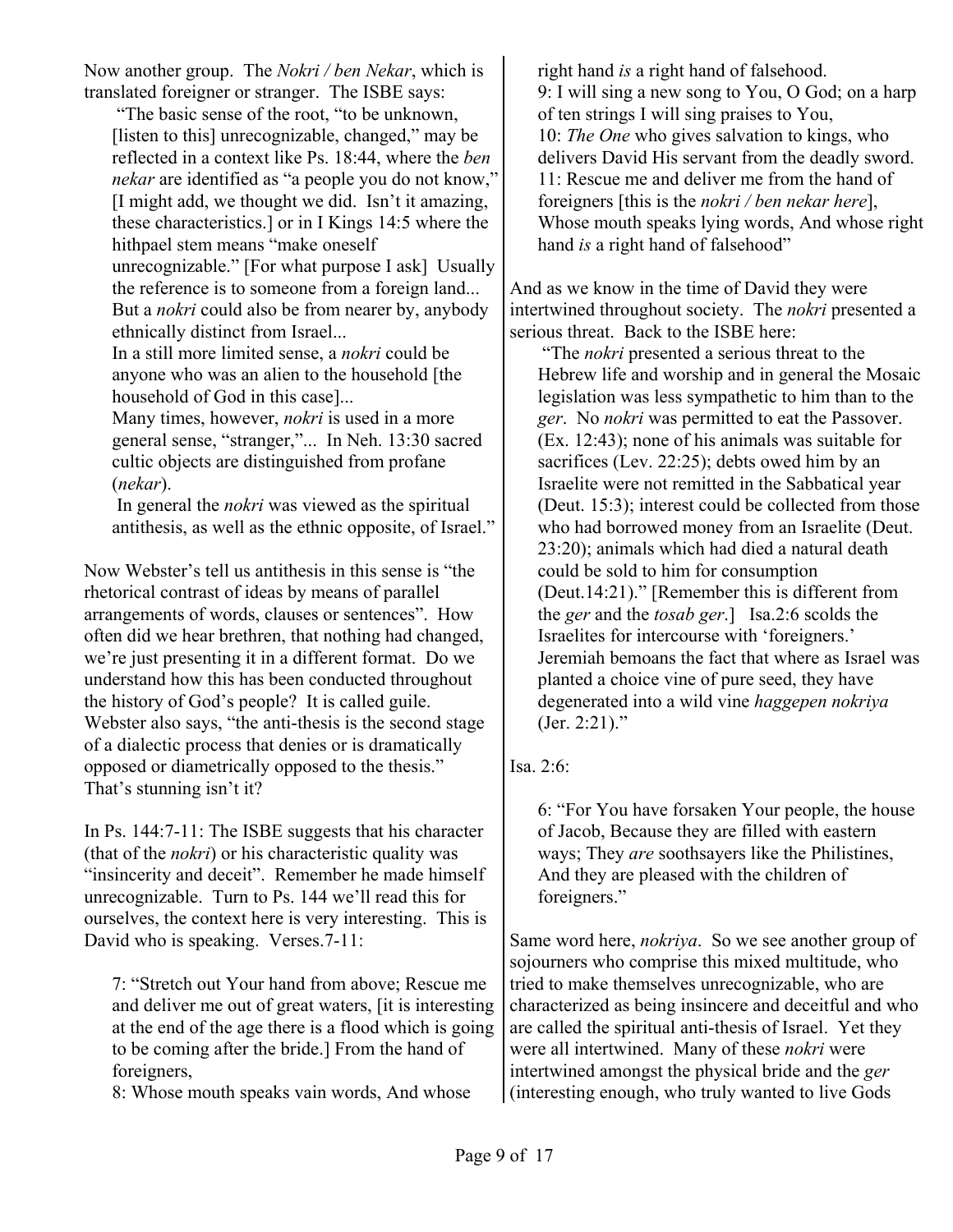Now another group. The *Nokri / ben Nekar*, which is translated foreigner or stranger. The ISBE says:

> "The basic sense of the root, "to be unknown, [listen to this] unrecognizable, changed," may be reflected in a context like Ps. 18:44, where the *ben nekar* are identified as "a people you do not know," [I might add, we thought we did. Isn't it amazing, these characteristics.] or in I Kings 14:5 where the hithpael stem means "make oneself unrecognizable." [For what purpose I ask] Usually the reference is to someone from a foreign land... But a *nokri* could also be from nearer by, anybody ethnically distinct from Israel...
>
> In a still more limited sense, a *nokri* could be anyone who was an alien to the household [the household of God in this case]...
>
> Many times, however, *nokri* is used in a more general sense, "stranger,"... In Neh. 13:30 sacred cultic objects are distinguished from profane (*nekar*).
>
> In general the *nokri* was viewed as the spiritual antithesis, as well as the ethnic opposite, of Israel."

Now Webster's tell us antithesis in this sense is "the rhetorical contrast of ideas by means of parallel arrangements of words, clauses or sentences". How often did we hear brethren, that nothing had changed, we're just presenting it in a different format. Do we understand how this has been conducted throughout the history of God's people? It is called guile. Webster also says, "the anti-thesis is the second stage of a dialectic process that denies or is dramatically opposed or diametrically opposed to the thesis." That's stunning isn't it?

In Ps. 144:7-11: The ISBE suggests that his character (that of the *nokri*) or his characteristic quality was "insincerity and deceit". Remember he made himself unrecognizable. Turn to Ps. 144 we'll read this for ourselves, the context here is very interesting. This is David who is speaking. Verses.7-11:

> 7: "Stretch out Your hand from above; Rescue me and deliver me out of great waters, [it is interesting at the end of the age there is a flood which is going to be coming after the bride.] From the hand of foreigners,
>
> 8: Whose mouth speaks vain words, And whose right hand *is* a right hand of falsehood.
>
> 9: I will sing a new song to You, O God; on a harp of ten strings I will sing praises to You,
>
> 10: *The One* who gives salvation to kings, who delivers David His servant from the deadly sword.
>
> 11: Rescue me and deliver me from the hand of foreigners [this is the *nokri / ben nekar here*], Whose mouth speaks lying words, And whose right hand *is* a right hand of falsehood"

And as we know in the time of David they were intertwined throughout society. The *nokri* presented a serious threat. Back to the ISBE here:

> "The *nokri* presented a serious threat to the Hebrew life and worship and in general the Mosaic legislation was less sympathetic to him than to the *ger*. No *nokri* was permitted to eat the Passover. (Ex. 12:43); none of his animals was suitable for sacrifices (Lev. 22:25); debts owed him by an Israelite were not remitted in the Sabbatical year (Deut. 15:3); interest could be collected from those who had borrowed money from an Israelite (Deut. 23:20); animals which had died a natural death could be sold to him for consumption (Deut.14:21)." [Remember this is different from the *ger* and the *tosab ger*.] Isa.2:6 scolds the Israelites for intercourse with 'foreigners.' Jeremiah bemoans the fact that where as Israel was planted a choice vine of pure seed, they have degenerated into a wild vine *haggepen nokriya* (Jer. 2:21)."

Isa. 2:6:

> 6: "For You have forsaken Your people, the house of Jacob, Because they are filled with eastern ways; They *are* soothsayers like the Philistines, And they are pleased with the children of foreigners."

Same word here, *nokriya*. So we see another group of sojourners who comprise this mixed multitude, who tried to make themselves unrecognizable, who are characterized as being insincere and deceitful and who are called the spiritual anti-thesis of Israel. Yet they were all intertwined. Many of these *nokri* were intertwined amongst the physical bride and the *ger* (interesting enough, who truly wanted to live Gods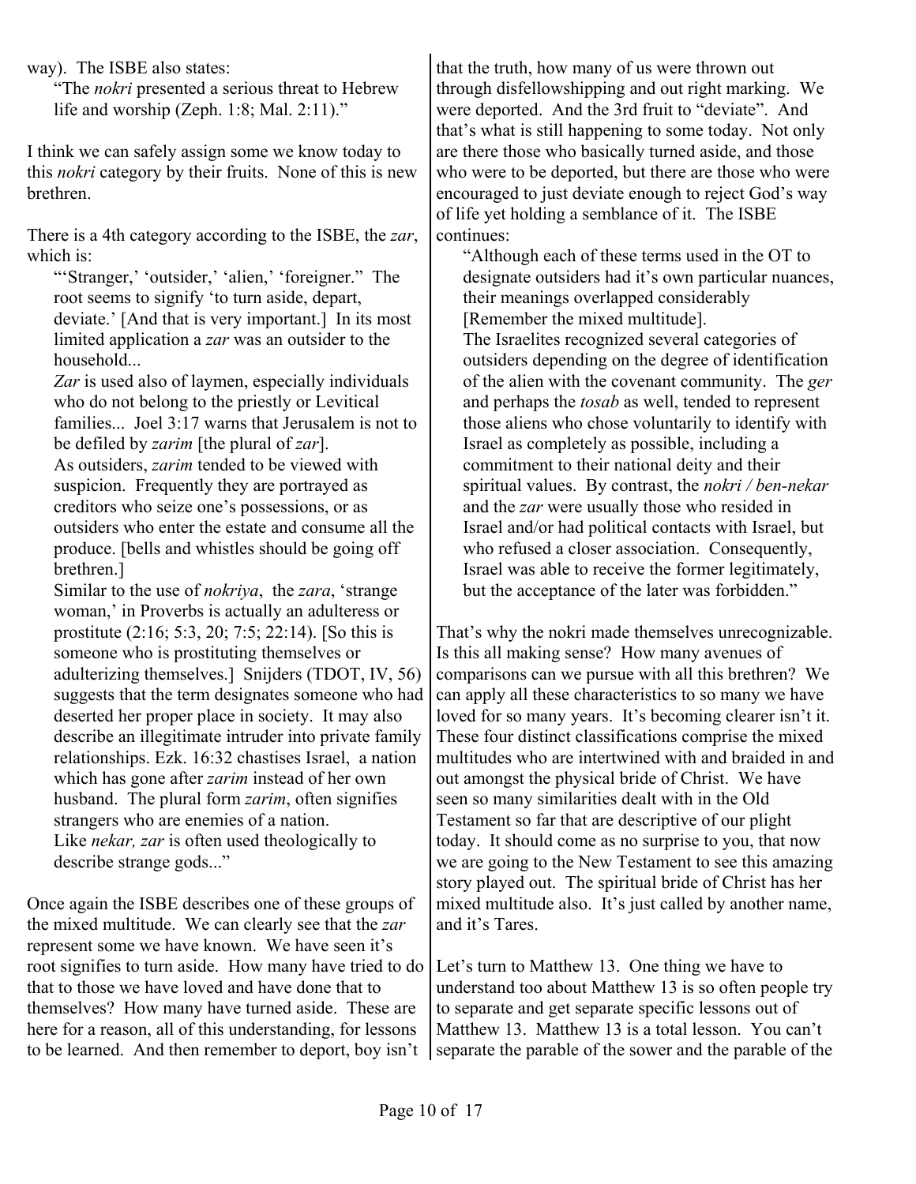way). The ISBE also states:

> "The *nokri* presented a serious threat to Hebrew life and worship (Zeph. 1:8; Mal. 2:11)."

I think we can safely assign some we know today to this *nokri* category by their fruits. None of this is new brethren.

There is a 4th category according to the ISBE, the *zar*, which is:

> "'Stranger,' 'outsider,' 'alien,' 'foreigner." The root seems to signify 'to turn aside, depart, deviate.' [And that is very important.] In its most limited application a *zar* was an outsider to the household...
>
> *Zar* is used also of laymen, especially individuals who do not belong to the priestly or Levitical families... Joel 3:17 warns that Jerusalem is not to be defiled by *zarim* [the plural of *zar*].
>
> As outsiders, *zarim* tended to be viewed with suspicion. Frequently they are portrayed as creditors who seize one's possessions, or as outsiders who enter the estate and consume all the produce. [bells and whistles should be going off brethren.]
>
> Similar to the use of *nokriya*, the *zara*, 'strange woman,' in Proverbs is actually an adulteress or prostitute (2:16; 5:3, 20; 7:5; 22:14). [So this is someone who is prostituting themselves or adulterizing themselves.] Snijders (TDOT, IV, 56) suggests that the term designates someone who had deserted her proper place in society. It may also describe an illegitimate intruder into private family relationships. Ezk. 16:32 chastises Israel, a nation which has gone after *zarim* instead of her own husband. The plural form *zarim*, often signifies strangers who are enemies of a nation.
>
> Like *nekar, zar* is often used theologically to describe strange gods..."

Once again the ISBE describes one of these groups of the mixed multitude. We can clearly see that the *zar* represent some we have known. We have seen it's root signifies to turn aside. How many have tried to do that to those we have loved and have done that to themselves? How many have turned aside. These are here for a reason, all of this understanding, for lessons to be learned. And then remember to deport, boy isn't that the truth, how many of us were thrown out through disfellowshipping and out right marking. We were deported. And the 3rd fruit to "deviate". And that's what is still happening to some today. Not only are there those who basically turned aside, and those who were to be deported, but there are those who were encouraged to just deviate enough to reject God's way of life yet holding a semblance of it. The ISBE continues:

> "Although each of these terms used in the OT to designate outsiders had it's own particular nuances, their meanings overlapped considerably [Remember the mixed multitude].
>
> The Israelites recognized several categories of outsiders depending on the degree of identification of the alien with the covenant community. The *ger* and perhaps the *tosab* as well, tended to represent those aliens who chose voluntarily to identify with Israel as completely as possible, including a commitment to their national deity and their spiritual values. By contrast, the *nokri / ben-nekar* and the *zar* were usually those who resided in Israel and/or had political contacts with Israel, but who refused a closer association. Consequently, Israel was able to receive the former legitimately, but the acceptance of the later was forbidden."

That's why the nokri made themselves unrecognizable. Is this all making sense? How many avenues of comparisons can we pursue with all this brethren? We can apply all these characteristics to so many we have loved for so many years. It's becoming clearer isn't it. These four distinct classifications comprise the mixed multitudes who are intertwined with and braided in and out amongst the physical bride of Christ. We have seen so many similarities dealt with in the Old Testament so far that are descriptive of our plight today. It should come as no surprise to you, that now we are going to the New Testament to see this amazing story played out. The spiritual bride of Christ has her mixed multitude also. It's just called by another name, and it's Tares.

Let's turn to Matthew 13. One thing we have to understand too about Matthew 13 is so often people try to separate and get separate specific lessons out of Matthew 13. Matthew 13 is a total lesson. You can't separate the parable of the sower and the parable of the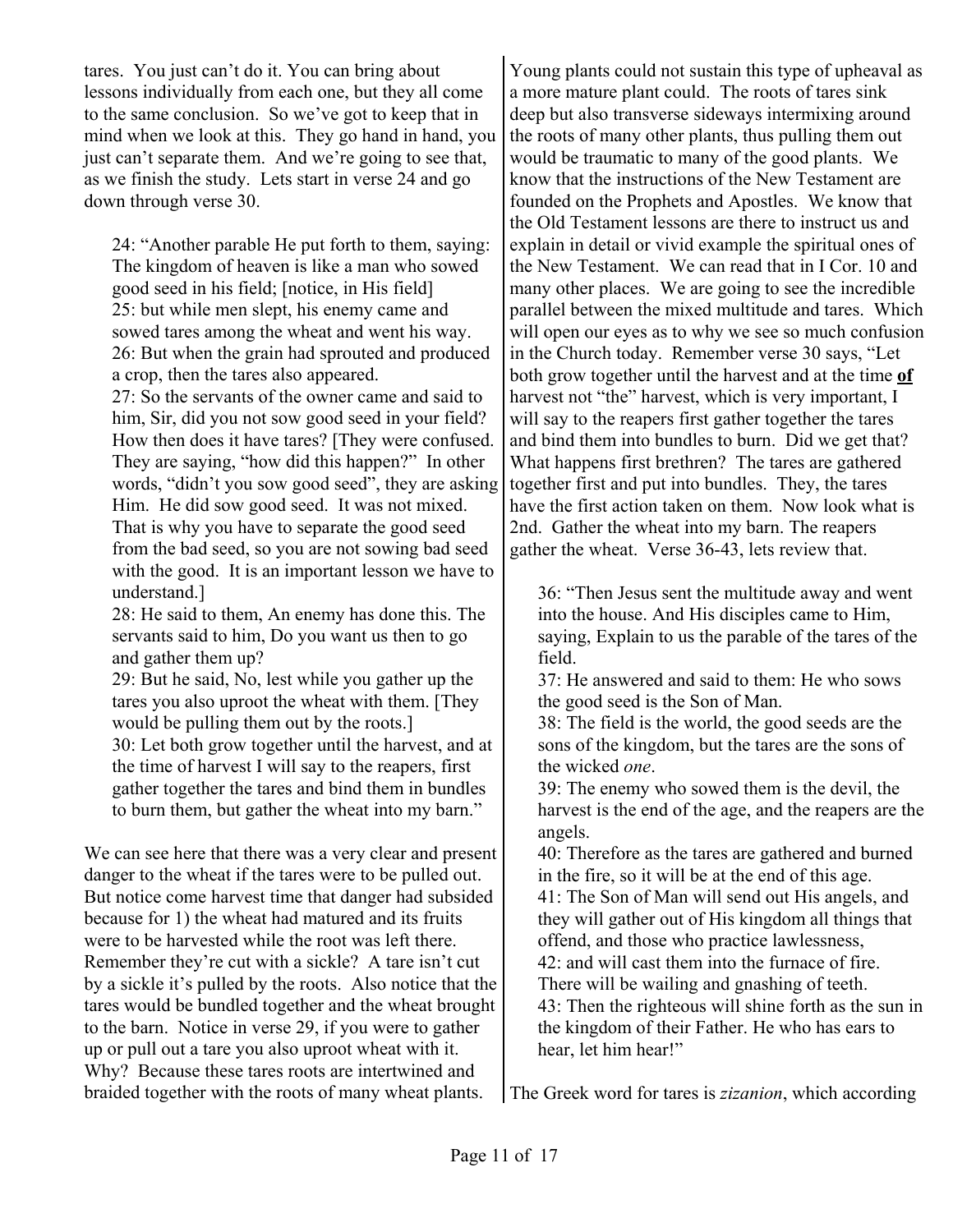tares. You just can't do it. You can bring about lessons individually from each one, but they all come to the same conclusion. So we've got to keep that in mind when we look at this. They go hand in hand, you just can't separate them. And we're going to see that, as we finish the study. Lets start in verse 24 and go down through verse 30.

> 24: "Another parable He put forth to them, saying: The kingdom of heaven is like a man who sowed good seed in his field; [notice, in His field]
> 25: but while men slept, his enemy came and sowed tares among the wheat and went his way.
> 26: But when the grain had sprouted and produced a crop, then the tares also appeared.
> 27: So the servants of the owner came and said to him, Sir, did you not sow good seed in your field? How then does it have tares? [They were confused. They are saying, "how did this happen?" In other words, "didn't you sow good seed", they are asking Him. He did sow good seed. It was not mixed. That is why you have to separate the good seed from the bad seed, so you are not sowing bad seed with the good. It is an important lesson we have to understand.]
> 28: He said to them, An enemy has done this. The servants said to him, Do you want us then to go and gather them up?
> 29: But he said, No, lest while you gather up the tares you also uproot the wheat with them. [They would be pulling them out by the roots.]
> 30: Let both grow together until the harvest, and at the time of harvest I will say to the reapers, first gather together the tares and bind them in bundles to burn them, but gather the wheat into my barn."

We can see here that there was a very clear and present danger to the wheat if the tares were to be pulled out. But notice come harvest time that danger had subsided because for 1) the wheat had matured and its fruits were to be harvested while the root was left there. Remember they're cut with a sickle? A tare isn't cut by a sickle it's pulled by the roots. Also notice that the tares would be bundled together and the wheat brought to the barn. Notice in verse 29, if you were to gather up or pull out a tare you also uproot wheat with it. Why? Because these tares roots are intertwined and braided together with the roots of many wheat plants. Young plants could not sustain this type of upheaval as a more mature plant could. The roots of tares sink deep but also transverse sideways intermixing around the roots of many other plants, thus pulling them out would be traumatic to many of the good plants. We know that the instructions of the New Testament are founded on the Prophets and Apostles. We know that the Old Testament lessons are there to instruct us and explain in detail or vivid example the spiritual ones of the New Testament. We can read that in I Cor. 10 and many other places. We are going to see the incredible parallel between the mixed multitude and tares. Which will open our eyes as to why we see so much confusion in the Church today. Remember verse 30 says, "Let both grow together until the harvest and at the time **<u>of</u>** harvest not "the" harvest, which is very important, I will say to the reapers first gather together the tares and bind them into bundles to burn. Did we get that? What happens first brethren? The tares are gathered together first and put into bundles. They, the tares have the first action taken on them. Now look what is 2nd. Gather the wheat into my barn. The reapers gather the wheat. Verse 36-43, lets review that.

> 36: "Then Jesus sent the multitude away and went into the house. And His disciples came to Him, saying, Explain to us the parable of the tares of the field.
> 37: He answered and said to them: He who sows the good seed is the Son of Man.
> 38: The field is the world, the good seeds are the sons of the kingdom, but the tares are the sons of the wicked *one*.
> 39: The enemy who sowed them is the devil, the harvest is the end of the age, and the reapers are the angels.
> 40: Therefore as the tares are gathered and burned in the fire, so it will be at the end of this age.
> 41: The Son of Man will send out His angels, and they will gather out of His kingdom all things that offend, and those who practice lawlessness,
> 42: and will cast them into the furnace of fire. There will be wailing and gnashing of teeth.
> 43: Then the righteous will shine forth as the sun in the kingdom of their Father. He who has ears to hear, let him hear!"

The Greek word for tares is *zizanion*, which according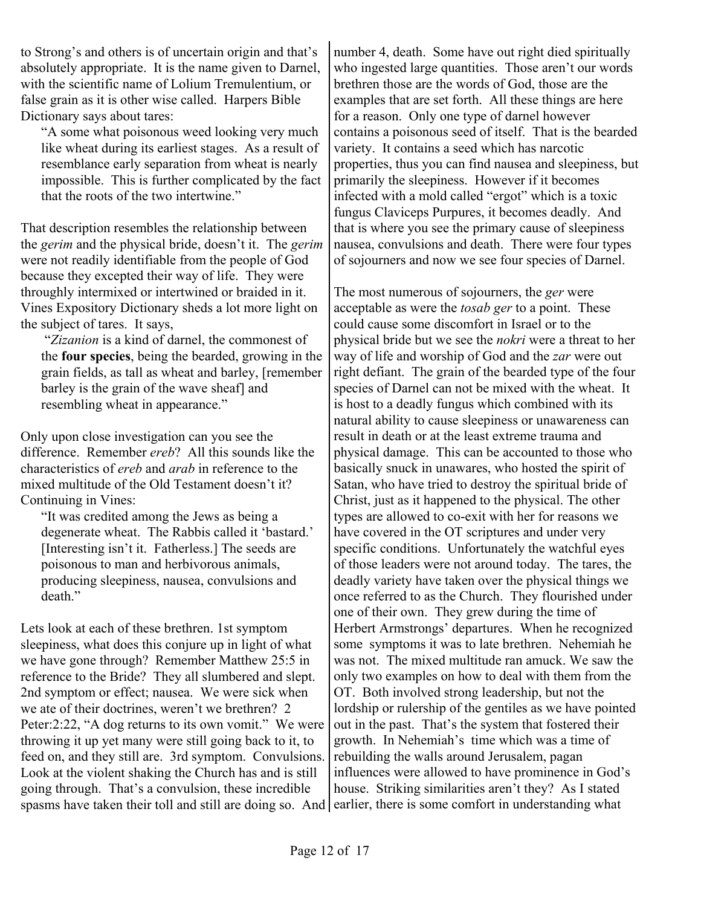to Strong's and others is of uncertain origin and that's absolutely appropriate. It is the name given to Darnel, with the scientific name of Lolium Tremulentium, or false grain as it is other wise called. Harpers Bible Dictionary says about tares:

> "A some what poisonous weed looking very much like wheat during its earliest stages. As a result of resemblance early separation from wheat is nearly impossible. This is further complicated by the fact that the roots of the two intertwine."

That description resembles the relationship between the *gerim* and the physical bride, doesn't it. The *gerim* were not readily identifiable from the people of God because they excepted their way of life. They were throughly intermixed or intertwined or braided in it. Vines Expository Dictionary sheds a lot more light on the subject of tares. It says,

> "*Zizanion* is a kind of darnel, the commonest of the **four species**, being the bearded, growing in the grain fields, as tall as wheat and barley, [remember barley is the grain of the wave sheaf] and resembling wheat in appearance."

Only upon close investigation can you see the difference. Remember *ereb*? All this sounds like the characteristics of *ereb* and *arab* in reference to the mixed multitude of the Old Testament doesn't it? Continuing in Vines:

> "It was credited among the Jews as being a degenerate wheat. The Rabbis called it 'bastard.' [Interesting isn't it. Fatherless.] The seeds are poisonous to man and herbivorous animals, producing sleepiness, nausea, convulsions and death."

Lets look at each of these brethren. 1st symptom sleepiness, what does this conjure up in light of what we have gone through? Remember Matthew 25:5 in reference to the Bride? They all slumbered and slept. 2nd symptom or effect; nausea. We were sick when we ate of their doctrines, weren't we brethren? 2 Peter:2:22, "A dog returns to its own vomit." We were throwing it up yet many were still going back to it, to feed on, and they still are. 3rd symptom. Convulsions. Look at the violent shaking the Church has and is still going through. That's a convulsion, these incredible spasms have taken their toll and still are doing so. And number 4, death. Some have out right died spiritually who ingested large quantities. Those aren't our words brethren those are the words of God, those are the examples that are set forth. All these things are here for a reason. Only one type of darnel however contains a poisonous seed of itself. That is the bearded variety. It contains a seed which has narcotic properties, thus you can find nausea and sleepiness, but primarily the sleepiness. However if it becomes infected with a mold called "ergot" which is a toxic fungus Claviceps Purpures, it becomes deadly. And that is where you see the primary cause of sleepiness nausea, convulsions and death. There were four types of sojourners and now we see four species of Darnel.

The most numerous of sojourners, the *ger* were acceptable as were the *tosab ger* to a point. These could cause some discomfort in Israel or to the physical bride but we see the *nokri* were a threat to her way of life and worship of God and the *zar* were out right defiant. The grain of the bearded type of the four species of Darnel can not be mixed with the wheat. It is host to a deadly fungus which combined with its natural ability to cause sleepiness or unawareness can result in death or at the least extreme trauma and physical damage. This can be accounted to those who basically snuck in unawares, who hosted the spirit of Satan, who have tried to destroy the spiritual bride of Christ, just as it happened to the physical. The other types are allowed to co-exit with her for reasons we have covered in the OT scriptures and under very specific conditions. Unfortunately the watchful eyes of those leaders were not around today. The tares, the deadly variety have taken over the physical things we once referred to as the Church. They flourished under one of their own. They grew during the time of Herbert Armstrongs' departures. When he recognized some symptoms it was to late brethren. Nehemiah he was not. The mixed multitude ran amuck. We saw the only two examples on how to deal with them from the OT. Both involved strong leadership, but not the lordship or rulership of the gentiles as we have pointed out in the past. That's the system that fostered their growth. In Nehemiah's time which was a time of rebuilding the walls around Jerusalem, pagan influences were allowed to have prominence in God's house. Striking similarities aren't they? As I stated earlier, there is some comfort in understanding what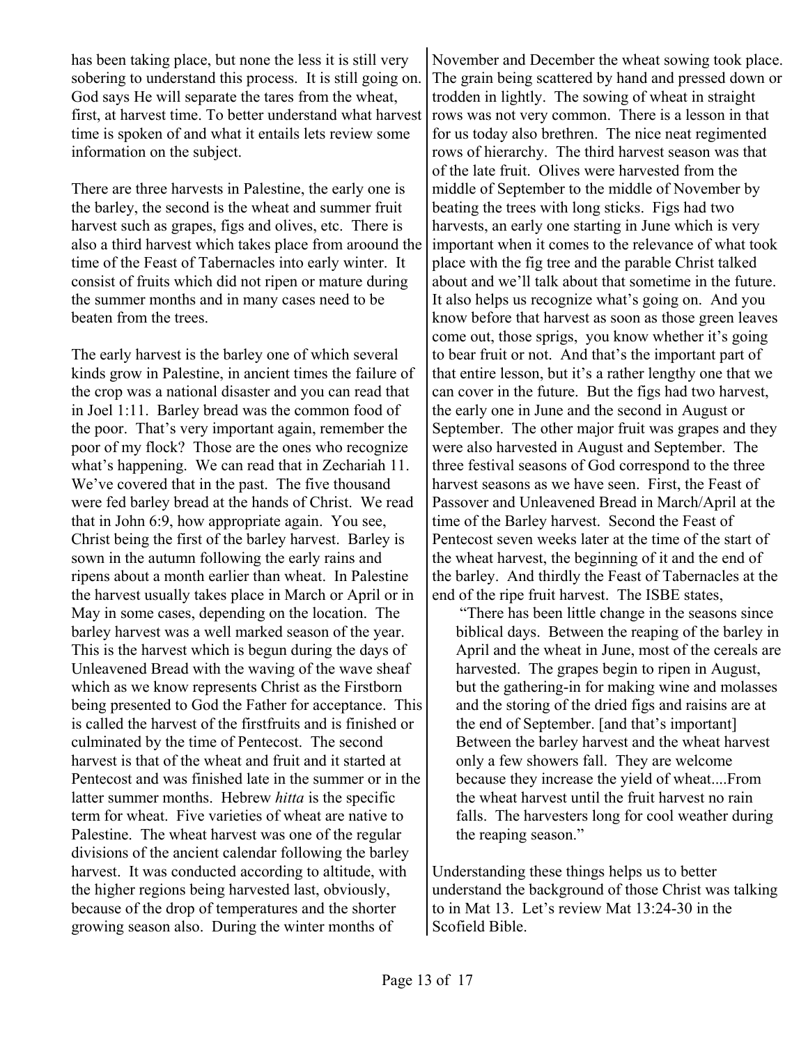has been taking place, but none the less it is still very sobering to understand this process. It is still going on. God says He will separate the tares from the wheat, first, at harvest time. To better understand what harvest time is spoken of and what it entails lets review some information on the subject.

There are three harvests in Palestine, the early one is the barley, the second is the wheat and summer fruit harvest such as grapes, figs and olives, etc. There is also a third harvest which takes place from aroound the time of the Feast of Tabernacles into early winter. It consist of fruits which did not ripen or mature during the summer months and in many cases need to be beaten from the trees.

The early harvest is the barley one of which several kinds grow in Palestine, in ancient times the failure of the crop was a national disaster and you can read that in Joel 1:11. Barley bread was the common food of the poor. That's very important again, remember the poor of my flock? Those are the ones who recognize what's happening. We can read that in Zechariah 11. We've covered that in the past. The five thousand were fed barley bread at the hands of Christ. We read that in John 6:9, how appropriate again. You see, Christ being the first of the barley harvest. Barley is sown in the autumn following the early rains and ripens about a month earlier than wheat. In Palestine the harvest usually takes place in March or April or in May in some cases, depending on the location. The barley harvest was a well marked season of the year. This is the harvest which is begun during the days of Unleavened Bread with the waving of the wave sheaf which as we know represents Christ as the Firstborn being presented to God the Father for acceptance. This is called the harvest of the firstfruits and is finished or culminated by the time of Pentecost. The second harvest is that of the wheat and fruit and it started at Pentecost and was finished late in the summer or in the latter summer months. Hebrew *hitta* is the specific term for wheat. Five varieties of wheat are native to Palestine. The wheat harvest was one of the regular divisions of the ancient calendar following the barley harvest. It was conducted according to altitude, with the higher regions being harvested last, obviously, because of the drop of temperatures and the shorter growing season also. During the winter months of November and December the wheat sowing took place. The grain being scattered by hand and pressed down or trodden in lightly. The sowing of wheat in straight rows was not very common. There is a lesson in that for us today also brethren. The nice neat regimented rows of hierarchy. The third harvest season was that of the late fruit. Olives were harvested from the middle of September to the middle of November by beating the trees with long sticks. Figs had two harvests, an early one starting in June which is very important when it comes to the relevance of what took place with the fig tree and the parable Christ talked about and we'll talk about that sometime in the future. It also helps us recognize what's going on. And you know before that harvest as soon as those green leaves come out, those sprigs, you know whether it's going to bear fruit or not. And that's the important part of that entire lesson, but it's a rather lengthy one that we can cover in the future. But the figs had two harvest, the early one in June and the second in August or September. The other major fruit was grapes and they were also harvested in August and September. The three festival seasons of God correspond to the three harvest seasons as we have seen. First, the Feast of Passover and Unleavened Bread in March/April at the time of the Barley harvest. Second the Feast of Pentecost seven weeks later at the time of the start of the wheat harvest, the beginning of it and the end of the barley. And thirdly the Feast of Tabernacles at the end of the ripe fruit harvest. The ISBE states,

> "There has been little change in the seasons since biblical days. Between the reaping of the barley in April and the wheat in June, most of the cereals are harvested. The grapes begin to ripen in August, but the gathering-in for making wine and molasses and the storing of the dried figs and raisins are at the end of September. [and that's important] Between the barley harvest and the wheat harvest only a few showers fall. They are welcome because they increase the yield of wheat....From the wheat harvest until the fruit harvest no rain falls. The harvesters long for cool weather during the reaping season."

Understanding these things helps us to better understand the background of those Christ was talking to in Mat 13. Let's review Mat 13:24-30 in the Scofield Bible.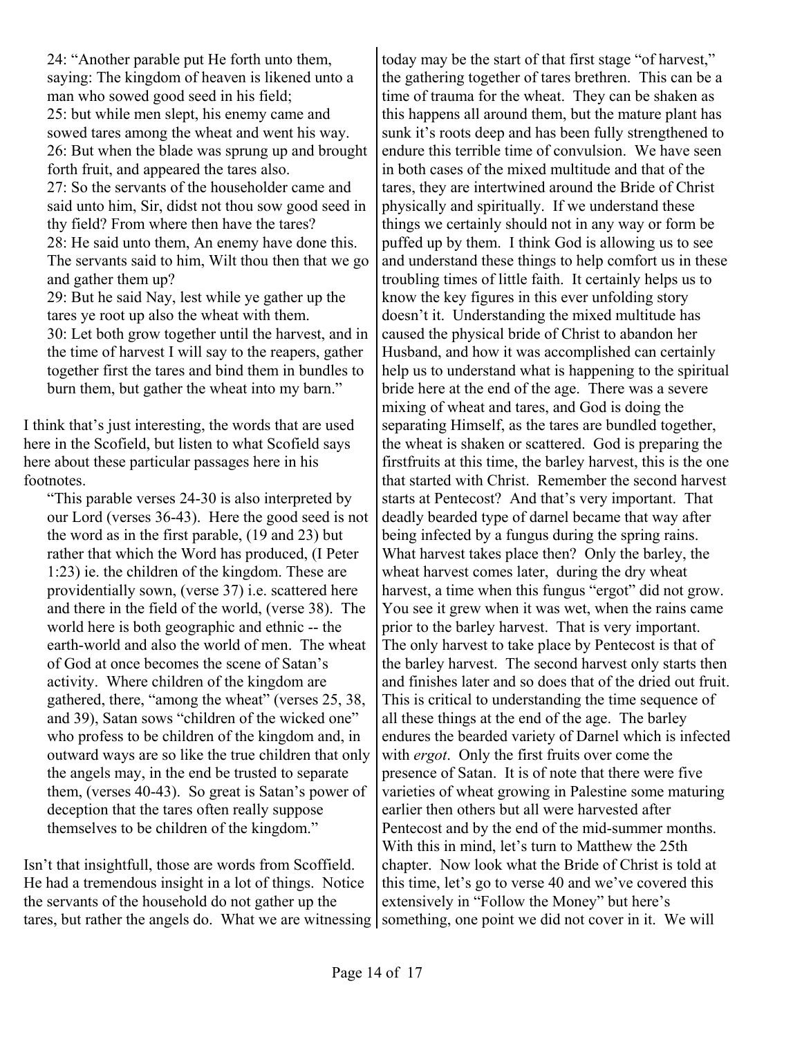24: "Another parable put He forth unto them, saying: The kingdom of heaven is likened unto a man who sowed good seed in his field;
25: but while men slept, his enemy came and sowed tares among the wheat and went his way.
26: But when the blade was sprung up and brought forth fruit, and appeared the tares also.
27: So the servants of the householder came and said unto him, Sir, didst not thou sow good seed in thy field? From where then have the tares?
28: He said unto them, An enemy have done this. The servants said to him, Wilt thou then that we go and gather them up?
29: But he said Nay, lest while ye gather up the tares ye root up also the wheat with them.
30: Let both grow together until the harvest, and in the time of harvest I will say to the reapers, gather together first the tares and bind them in bundles to burn them, but gather the wheat into my barn."

I think that's just interesting, the words that are used here in the Scofield, but listen to what Scofield says here about these particular passages here in his footnotes.

> "This parable verses 24-30 is also interpreted by our Lord (verses 36-43). Here the good seed is not the word as in the first parable, (19 and 23) but rather that which the Word has produced, (I Peter 1:23) ie. the children of the kingdom. These are providentially sown, (verse 37) i.e. scattered here and there in the field of the world, (verse 38). The world here is both geographic and ethnic -- the earth-world and also the world of men. The wheat of God at once becomes the scene of Satan's activity. Where children of the kingdom are gathered, there, "among the wheat" (verses 25, 38, and 39), Satan sows "children of the wicked one" who profess to be children of the kingdom and, in outward ways are so like the true children that only the angels may, in the end be trusted to separate them, (verses 40-43). So great is Satan's power of deception that the tares often really suppose themselves to be children of the kingdom."

Isn't that insightfull, those are words from Scoffield. He had a tremendous insight in a lot of things. Notice the servants of the household do not gather up the tares, but rather the angels do. What we are witnessing today may be the start of that first stage "of harvest," the gathering together of tares brethren. This can be a time of trauma for the wheat. They can be shaken as this happens all around them, but the mature plant has sunk it's roots deep and has been fully strengthened to endure this terrible time of convulsion. We have seen in both cases of the mixed multitude and that of the tares, they are intertwined around the Bride of Christ physically and spiritually. If we understand these things we certainly should not in any way or form be puffed up by them. I think God is allowing us to see and understand these things to help comfort us in these troubling times of little faith. It certainly helps us to know the key figures in this ever unfolding story doesn't it. Understanding the mixed multitude has caused the physical bride of Christ to abandon her Husband, and how it was accomplished can certainly help us to understand what is happening to the spiritual bride here at the end of the age. There was a severe mixing of wheat and tares, and God is doing the separating Himself, as the tares are bundled together, the wheat is shaken or scattered. God is preparing the firstfruits at this time, the barley harvest, this is the one that started with Christ. Remember the second harvest starts at Pentecost? And that's very important. That deadly bearded type of darnel became that way after being infected by a fungus during the spring rains. What harvest takes place then? Only the barley, the wheat harvest comes later, during the dry wheat harvest, a time when this fungus "ergot" did not grow. You see it grew when it was wet, when the rains came prior to the barley harvest. That is very important. The only harvest to take place by Pentecost is that of the barley harvest. The second harvest only starts then and finishes later and so does that of the dried out fruit. This is critical to understanding the time sequence of all these things at the end of the age. The barley endures the bearded variety of Darnel which is infected with *ergot*. Only the first fruits over come the presence of Satan. It is of note that there were five varieties of wheat growing in Palestine some maturing earlier then others but all were harvested after Pentecost and by the end of the mid-summer months. With this in mind, let's turn to Matthew the 25th chapter. Now look what the Bride of Christ is told at this time, let's go to verse 40 and we've covered this extensively in "Follow the Money" but here's something, one point we did not cover in it. We will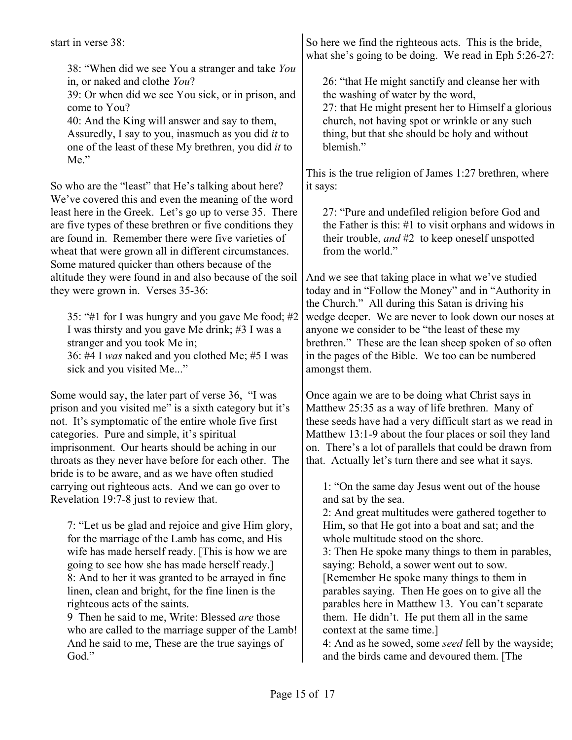start in verse 38:

> 38: "When did we see You a stranger and take *You* in, or naked and clothe *You*?
> 39: Or when did we see You sick, or in prison, and come to You?
> 40: And the King will answer and say to them, Assuredly, I say to you, inasmuch as you did *it* to one of the least of these My brethren, you did *it* to Me."

So who are the "least" that He's talking about here? We've covered this and even the meaning of the word least here in the Greek. Let's go up to verse 35. There are five types of these brethren or five conditions they are found in. Remember there were five varieties of wheat that were grown all in different circumstances. Some matured quicker than others because of the altitude they were found in and also because of the soil they were grown in. Verses 35-36:

> 35: "#1 for I was hungry and you gave Me food; #2 I was thirsty and you gave Me drink; #3 I was a stranger and you took Me in;
> 36: #4 I *was* naked and you clothed Me; #5 I was sick and you visited Me..."

Some would say, the later part of verse 36, "I was prison and you visited me" is a sixth category but it's not. It's symptomatic of the entire whole five first categories. Pure and simple, it's spiritual imprisonment. Our hearts should be aching in our throats as they never have before for each other. The bride is to be aware, and as we have often studied carrying out righteous acts. And we can go over to Revelation 19:7-8 just to review that.

> 7: "Let us be glad and rejoice and give Him glory, for the marriage of the Lamb has come, and His wife has made herself ready. [This is how we are going to see how she has made herself ready.]
> 8: And to her it was granted to be arrayed in fine linen, clean and bright, for the fine linen is the righteous acts of the saints.
> 9 Then he said to me, Write: Blessed *are* those who are called to the marriage supper of the Lamb! And he said to me, These are the true sayings of God."

So here we find the righteous acts. This is the bride, what she's going to be doing. We read in Eph 5:26-27:

> 26: "that He might sanctify and cleanse her with the washing of water by the word,
> 27: that He might present her to Himself a glorious church, not having spot or wrinkle or any such thing, but that she should be holy and without blemish."

This is the true religion of James 1:27 brethren, where it says:

> 27: "Pure and undefiled religion before God and the Father is this: #1 to visit orphans and widows in their trouble, *and* #2 to keep oneself unspotted from the world."

And we see that taking place in what we've studied today and in "Follow the Money" and in "Authority in the Church." All during this Satan is driving his wedge deeper. We are never to look down our noses at anyone we consider to be "the least of these my brethren." These are the lean sheep spoken of so often in the pages of the Bible. We too can be numbered amongst them.

Once again we are to be doing what Christ says in Matthew 25:35 as a way of life brethren. Many of these seeds have had a very difficult start as we read in Matthew 13:1-9 about the four places or soil they land on. There's a lot of parallels that could be drawn from that. Actually let's turn there and see what it says.

> 1: "On the same day Jesus went out of the house and sat by the sea.
> 2: And great multitudes were gathered together to Him, so that He got into a boat and sat; and the whole multitude stood on the shore.
> 3: Then He spoke many things to them in parables, saying: Behold, a sower went out to sow. [Remember He spoke many things to them in parables saying. Then He goes on to give all the parables here in Matthew 13. You can't separate them. He didn't. He put them all in the same context at the same time.]
> 4: And as he sowed, some *seed* fell by the wayside; and the birds came and devoured them. [The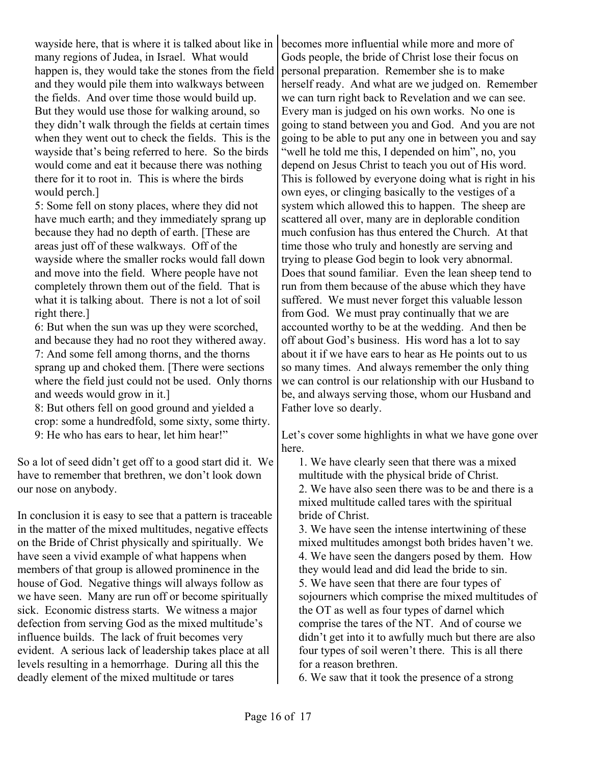wayside here, that is where it is talked about like in many regions of Judea, in Israel. What would happen is, they would take the stones from the field and they would pile them into walkways between the fields. And over time those would build up. But they would use those for walking around, so they didn't walk through the fields at certain times when they went out to check the fields. This is the wayside that's being referred to here. So the birds would come and eat it because there was nothing there for it to root in. This is where the birds would perch.]

5: Some fell on stony places, where they did not have much earth; and they immediately sprang up because they had no depth of earth. [These are areas just off of these walkways. Off of the wayside where the smaller rocks would fall down and move into the field. Where people have not completely thrown them out of the field. That is what it is talking about. There is not a lot of soil right there.]

6: But when the sun was up they were scorched, and because they had no root they withered away.

7: And some fell among thorns, and the thorns sprang up and choked them. [There were sections where the field just could not be used. Only thorns and weeds would grow in it.]

8: But others fell on good ground and yielded a crop: some a hundredfold, some sixty, some thirty.

9: He who has ears to hear, let him hear!"

So a lot of seed didn't get off to a good start did it. We have to remember that brethren, we don't look down our nose on anybody.

In conclusion it is easy to see that a pattern is traceable in the matter of the mixed multitudes, negative effects on the Bride of Christ physically and spiritually. We have seen a vivid example of what happens when members of that group is allowed prominence in the house of God. Negative things will always follow as we have seen. Many are run off or become spiritually sick. Economic distress starts. We witness a major defection from serving God as the mixed multitude's influence builds. The lack of fruit becomes very evident. A serious lack of leadership takes place at all levels resulting in a hemorrhage. During all this the deadly element of the mixed multitude or tares becomes more influential while more and more of Gods people, the bride of Christ lose their focus on personal preparation. Remember she is to make herself ready. And what are we judged on. Remember we can turn right back to Revelation and we can see. Every man is judged on his own works. No one is going to stand between you and God. And you are not going to be able to put any one in between you and say "well he told me this, I depended on him", no, you depend on Jesus Christ to teach you out of His word. This is followed by everyone doing what is right in his own eyes, or clinging basically to the vestiges of a system which allowed this to happen. The sheep are scattered all over, many are in deplorable condition much confusion has thus entered the Church. At that time those who truly and honestly are serving and trying to please God begin to look very abnormal. Does that sound familiar. Even the lean sheep tend to run from them because of the abuse which they have suffered. We must never forget this valuable lesson from God. We must pray continually that we are accounted worthy to be at the wedding. And then be off about God's business. His word has a lot to say about it if we have ears to hear as He points out to us so many times. And always remember the only thing we can control is our relationship with our Husband to be, and always serving those, whom our Husband and Father love so dearly.

Let's cover some highlights in what we have gone over here.

1. We have clearly seen that there was a mixed multitude with the physical bride of Christ.
2. We have also seen there was to be and there is a mixed multitude called tares with the spiritual bride of Christ.
3. We have seen the intense intertwining of these mixed multitudes amongst both brides haven't we.
4. We have seen the dangers posed by them. How they would lead and did lead the bride to sin.
5. We have seen that there are four types of sojourners which comprise the mixed multitudes of the OT as well as four types of darnel which comprise the tares of the NT. And of course we didn't get into it to awfully much but there are also four types of soil weren't there. This is all there for a reason brethren.
6. We saw that it took the presence of a strong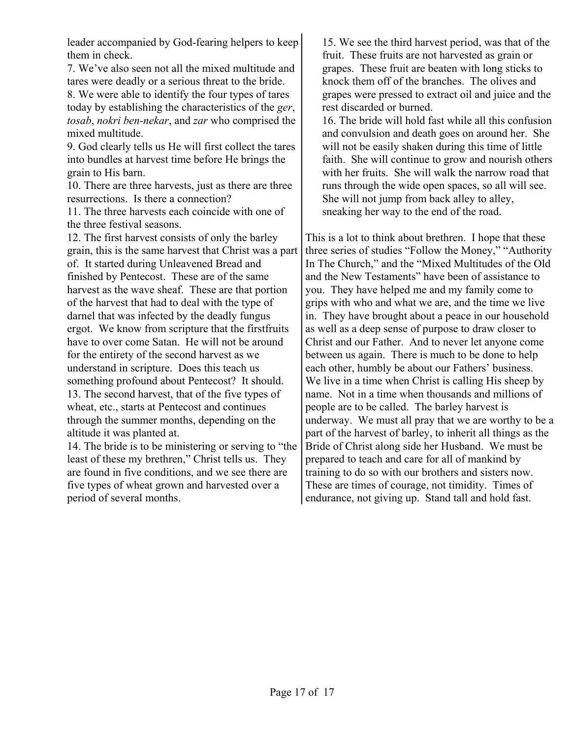leader accompanied by God-fearing helpers to keep them in check.

7. We've also seen not all the mixed multitude and tares were deadly or a serious threat to the bride.

8. We were able to identify the four types of tares today by establishing the characteristics of the *ger*, *tosab*, *nokri ben-nekar*, and *zar* who comprised the mixed multitude.

9. God clearly tells us He will first collect the tares into bundles at harvest time before He brings the grain to His barn.

10. There are three harvests, just as there are three resurrections. Is there a connection?

11. The three harvests each coincide with one of the three festival seasons.

12. The first harvest consists of only the barley grain, this is the same harvest that Christ was a part of. It started during Unleavened Bread and finished by Pentecost. These are of the same harvest as the wave sheaf. These are that portion of the harvest that had to deal with the type of darnel that was infected by the deadly fungus ergot. We know from scripture that the firstfruits have to over come Satan. He will not be around for the entirety of the second harvest as we understand in scripture. Does this teach us something profound about Pentecost? It should.

13. The second harvest, that of the five types of wheat, etc., starts at Pentecost and continues through the summer months, depending on the altitude it was planted at.

14. The bride is to be ministering or serving to "the least of these my brethren," Christ tells us. They are found in five conditions, and we see there are five types of wheat grown and harvested over a period of several months.

15. We see the third harvest period, was that of the fruit. These fruits are not harvested as grain or grapes. These fruit are beaten with long sticks to knock them off of the branches. The olives and grapes were pressed to extract oil and juice and the rest discarded or burned.

16. The bride will hold fast while all this confusion and convulsion and death goes on around her. She will not be easily shaken during this time of little faith. She will continue to grow and nourish others with her fruits. She will walk the narrow road that runs through the wide open spaces, so all will see. She will not jump from back alley to alley, sneaking her way to the end of the road.

This is a lot to think about brethren. I hope that these three series of studies "Follow the Money," "Authority In The Church," and the "Mixed Multitudes of the Old and the New Testaments" have been of assistance to you. They have helped me and my family come to grips with who and what we are, and the time we live in. They have brought about a peace in our household as well as a deep sense of purpose to draw closer to Christ and our Father. And to never let anyone come between us again. There is much to be done to help each other, humbly be about our Fathers' business. We live in a time when Christ is calling His sheep by name. Not in a time when thousands and millions of people are to be called. The barley harvest is underway. We must all pray that we are worthy to be a part of the harvest of barley, to inherit all things as the Bride of Christ along side her Husband. We must be prepared to teach and care for all of mankind by training to do so with our brothers and sisters now. These are times of courage, not timidity. Times of endurance, not giving up. Stand tall and hold fast.